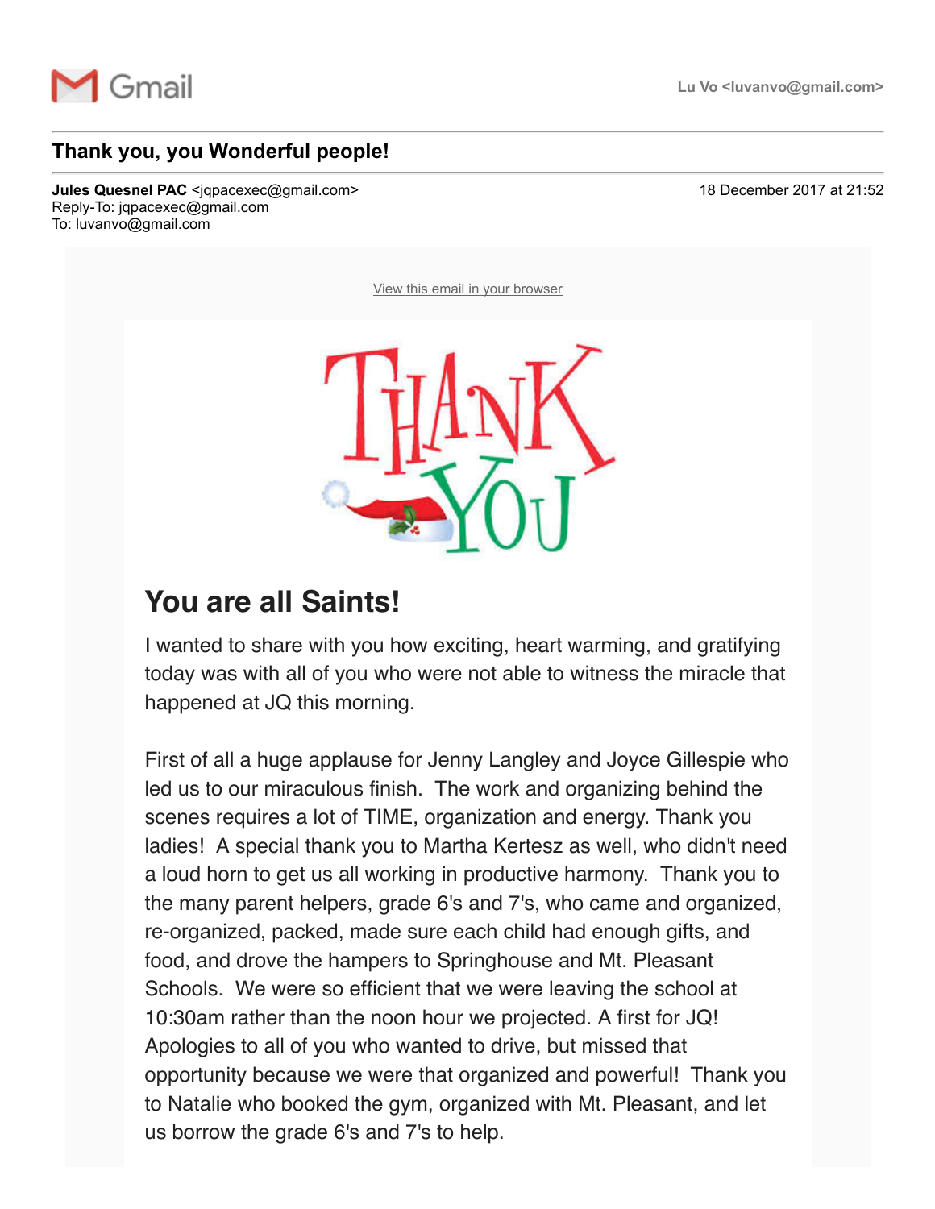Gmail

Lu Vo <luvanvo@gmail.com>

## Thank you, you Wonderful people!

**Jules Quesnel PAC** <jqpacexec@gmail.com>
Reply-To: jqpacexec@gmail.com
To: luvanvo@gmail.com

18 December 2017 at 21:52

View this email in your browser

# You are all Saints!

I wanted to share with you how exciting, heart warming, and gratifying today was with all of you who were not able to witness the miracle that happened at JQ this morning.

First of all a huge applause for Jenny Langley and Joyce Gillespie who led us to our miraculous finish. The work and organizing behind the scenes requires a lot of TIME, organization and energy. Thank you ladies! A special thank you to Martha Kertesz as well, who didn't need a loud horn to get us all working in productive harmony. Thank you to the many parent helpers, grade 6's and 7's, who came and organized, re-organized, packed, made sure each child had enough gifts, and food, and drove the hampers to Springhouse and Mt. Pleasant Schools. We were so efficient that we were leaving the school at 10:30am rather than the noon hour we projected. A first for JQ! Apologies to all of you who wanted to drive, but missed that opportunity because we were that organized and powerful! Thank you to Natalie who booked the gym, organized with Mt. Pleasant, and let us borrow the grade 6's and 7's to help.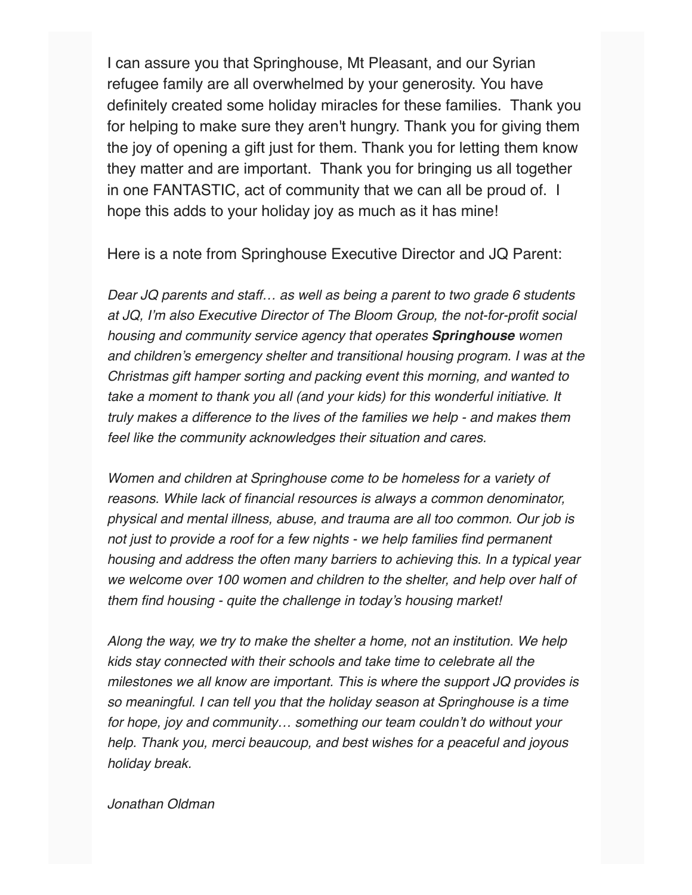I can assure you that Springhouse, Mt Pleasant, and our Syrian refugee family are all overwhelmed by your generosity. You have definitely created some holiday miracles for these families.  Thank you for helping to make sure they aren't hungry. Thank you for giving them the joy of opening a gift just for them. Thank you for letting them know they matter and are important.  Thank you for bringing us all together in one FANTASTIC, act of community that we can all be proud of.  I hope this adds to your holiday joy as much as it has mine!

Here is a note from Springhouse Executive Director and JQ Parent:

*Dear JQ parents and staff… as well as being a parent to two grade 6 students at JQ, I'm also Executive Director of The Bloom Group, the not-for-profit social housing and community service agency that operates* ***Springhouse*** *women and children's emergency shelter and transitional housing program. I was at the Christmas gift hamper sorting and packing event this morning, and wanted to take a moment to thank you all (and your kids) for this wonderful initiative. It truly makes a difference to the lives of the families we help - and makes them feel like the community acknowledges their situation and cares.*

*Women and children at Springhouse come to be homeless for a variety of reasons. While lack of financial resources is always a common denominator, physical and mental illness, abuse, and trauma are all too common. Our job is not just to provide a roof for a few nights - we help families find permanent housing and address the often many barriers to achieving this. In a typical year we welcome over 100 women and children to the shelter, and help over half of them find housing - quite the challenge in today's housing market!*

*Along the way, we try to make the shelter a home, not an institution. We help kids stay connected with their schools and take time to celebrate all the milestones we all know are important. This is where the support JQ provides is so meaningful. I can tell you that the holiday season at Springhouse is a time for hope, joy and community… something our team couldn't do without your help. Thank you, merci beaucoup, and best wishes for a peaceful and joyous holiday break.*

*Jonathan Oldman*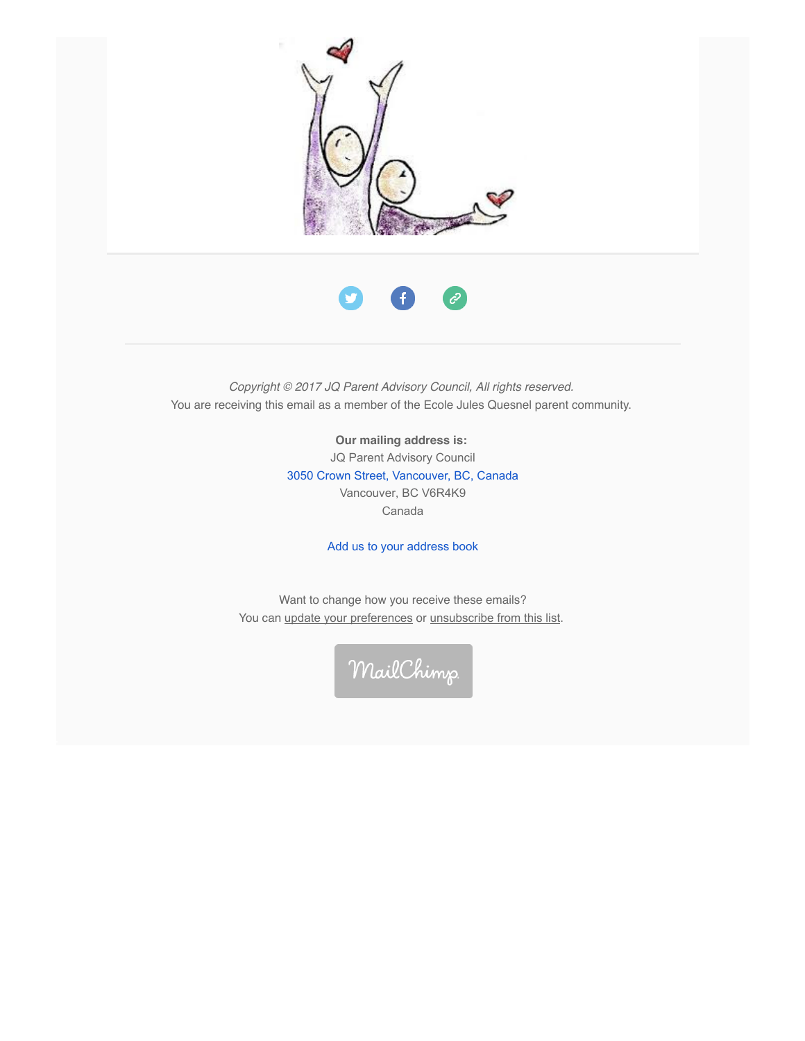*Copyright © 2017 JQ Parent Advisory Council, All rights reserved.*
You are receiving this email as a member of the Ecole Jules Quesnel parent community.

**Our mailing address is:**
JQ Parent Advisory Council
3050 Crown Street, Vancouver, BC, Canada
Vancouver, BC V6R4K9
Canada

Add us to your address book

Want to change how you receive these emails?
You can update your preferences or unsubscribe from this list.